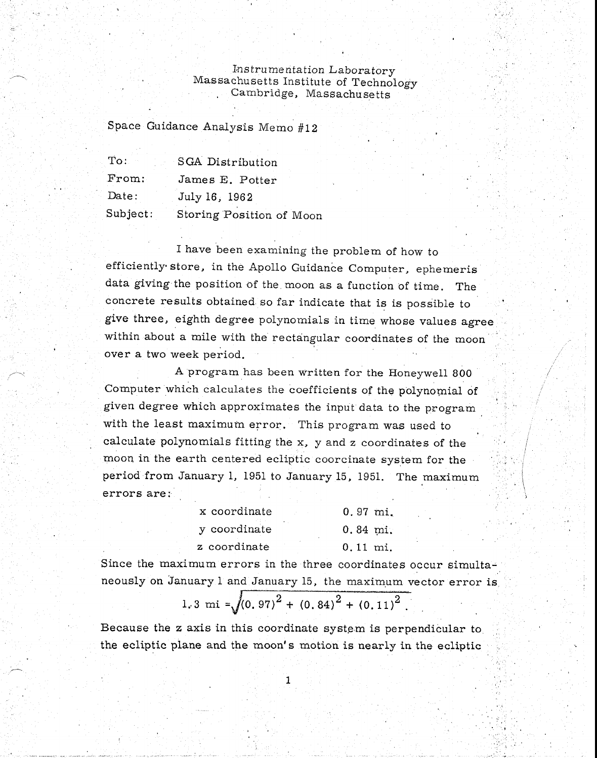Instrumentation Laboratory
Massachusetts Institute of Technology
Cambridge, Massachusetts

Space Guidance Analysis Memo #12

| | |
|---|---|
| To: | SGA Distribution |
| From: | James E. Potter |
| Date: | July 16, 1962 |
| Subject: | Storing Position of Moon |

I have been examining the problem of how to efficiently store, in the Apollo Guidance Computer, ephemeris data giving the position of the moon as a function of time. The concrete results obtained so far indicate that is is possible to give three, eighth degree polynomials in time whose values agree within about a mile with the rectangular coordinates of the moon over a two week period.

A program has been written for the Honeywell 800 Computer which calculates the coefficients of the polynomial of given degree which approximates the input data to the program with the least maximum error. This program was used to calculate polynomials fitting the x, y and z coordinates of the moon in the earth centered ecliptic coorcinate system for the period from January 1, 1951 to January 15, 1951. The maximum errors are:

| | |
|---|---|
| x coordinate | 0.97 mi. |
| y coordinate | 0.84 mi. |
| z coordinate | 0.11 mi. |

Since the maximum errors in the three coordinates occur simultaneously on January 1 and January 15, the maximum vector error is

$$1.3 \text{ mi} = \sqrt{(0.97)^2 + (0.84)^2 + (0.11)^2}.$$

Because the z axis in this coordinate system is perpendicular to the ecliptic plane and the moon's motion is nearly in the ecliptic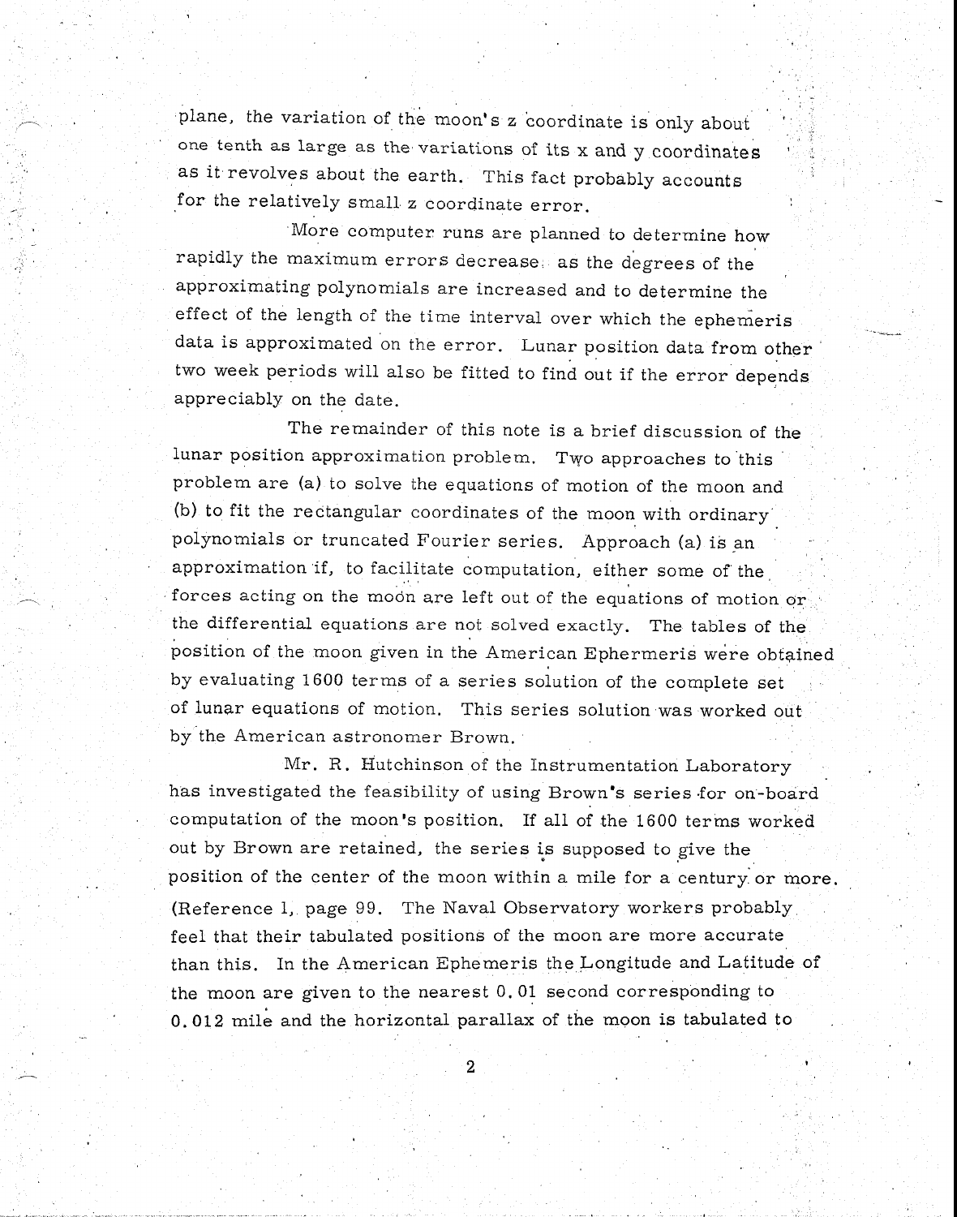plane, the variation of the moon's z coordinate is only about one tenth as large as the variations of its x and y coordinates as it revolves about the earth. This fact probably accounts for the relatively small z coordinate error.

More computer runs are planned to determine how rapidly the maximum errors decrease as the degrees of the approximating polynomials are increased and to determine the effect of the length of the time interval over which the ephemeris data is approximated on the error. Lunar position data from other two week periods will also be fitted to find out if the error depends appreciably on the date.

The remainder of this note is a brief discussion of the lunar position approximation problem. Two approaches to this problem are (a) to solve the equations of motion of the moon and (b) to fit the rectangular coordinates of the moon with ordinary polynomials or truncated Fourier series. Approach (a) is an approximation if, to facilitate computation, either some of the forces acting on the moon are left out of the equations of motion or the differential equations are not solved exactly. The tables of the position of the moon given in the American Ephermeris were obtained by evaluating 1600 terms of a series solution of the complete set of lunar equations of motion. This series solution was worked out by the American astronomer Brown.

Mr. R. Hutchinson of the Instrumentation Laboratory has investigated the feasibility of using Brown's series for on-board computation of the moon's position. If all of the 1600 terms worked out by Brown are retained, the series is supposed to give the position of the center of the moon within a mile for a century or more. (Reference 1, page 99. The Naval Observatory workers probably feel that their tabulated positions of the moon are more accurate than this. In the American Ephemeris the Longitude and Latitude of the moon are given to the nearest 0.01 second corresponding to 0.012 mile and the horizontal parallax of the moon is tabulated to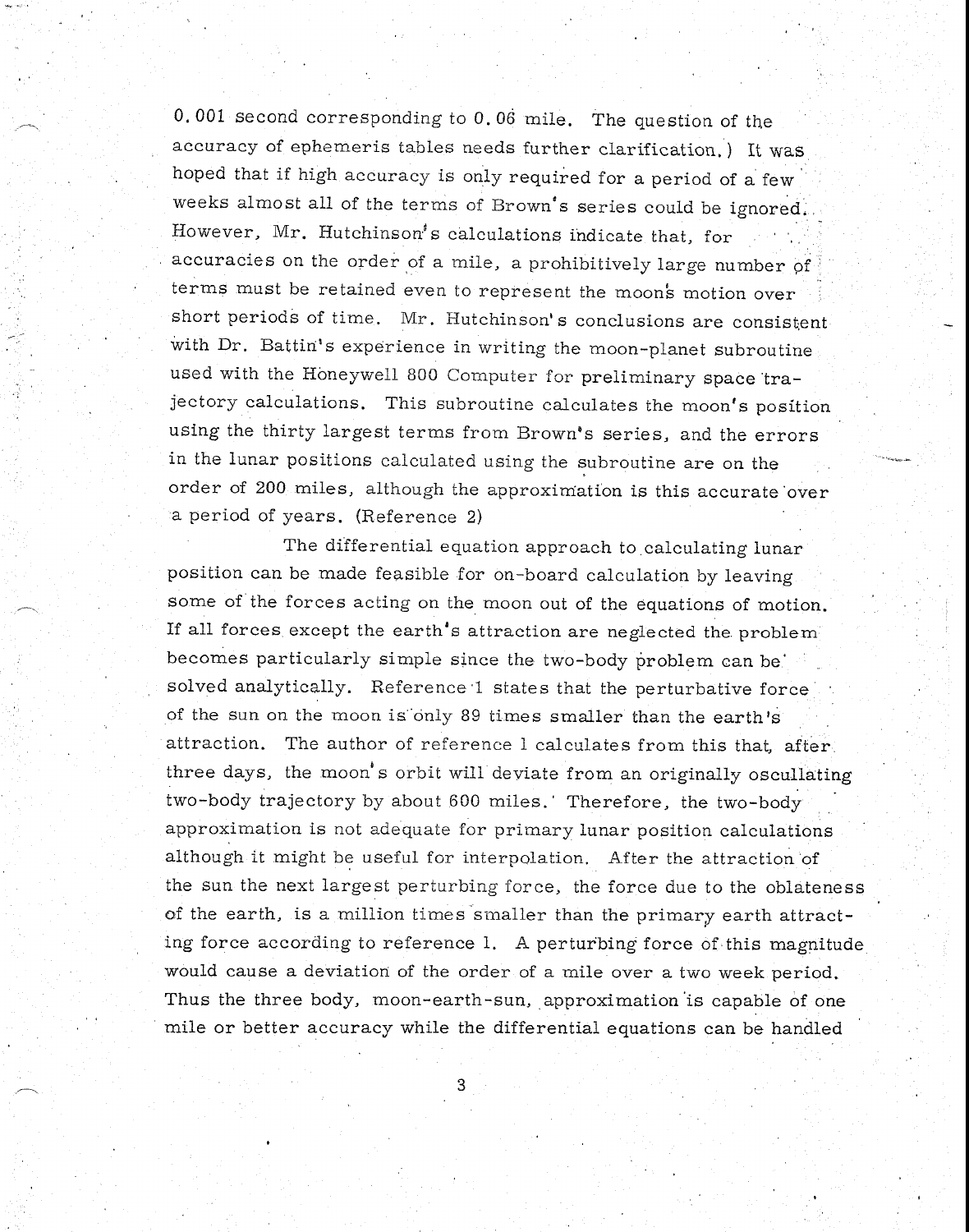0.001 second corresponding to 0.06 mile. The question of the accuracy of ephemeris tables needs further clarification.) It was hoped that if high accuracy is only required for a period of a few weeks almost all of the terms of Brown's series could be ignored. However, Mr. Hutchinson's calculations indicate that, for accuracies on the order of a mile, a prohibitively large number of terms must be retained even to represent the moon's motion over short periods of time. Mr. Hutchinson's conclusions are consistent with Dr. Battin's experience in writing the moon-planet subroutine used with the Honeywell 800 Computer for preliminary space trajectory calculations. This subroutine calculates the moon's position using the thirty largest terms from Brown's series, and the errors in the lunar positions calculated using the subroutine are on the order of 200 miles, although the approximation is this accurate over a period of years. (Reference 2)

The differential equation approach to calculating lunar position can be made feasible for on-board calculation by leaving some of the forces acting on the moon out of the equations of motion. If all forces except the earth's attraction are neglected the problem becomes particularly simple since the two-body problem can be solved analytically. Reference 1 states that the perturbative force of the sun on the moon is only 89 times smaller than the earth's attraction. The author of reference 1 calculates from this that, after three days, the moon's orbit will deviate from an originally osculating two-body trajectory by about 600 miles. Therefore, the two-body approximation is not adequate for primary lunar position calculations although it might be useful for interpolation. After the attraction of the sun the next largest perturbing force, the force due to the oblateness of the earth, is a million times smaller than the primary earth attracting force according to reference 1. A perturbing force of this magnitude would cause a deviation of the order of a mile over a two week period. Thus the three body, moon-earth-sun, approximation is capable of one mile or better accuracy while the differential equations can be handled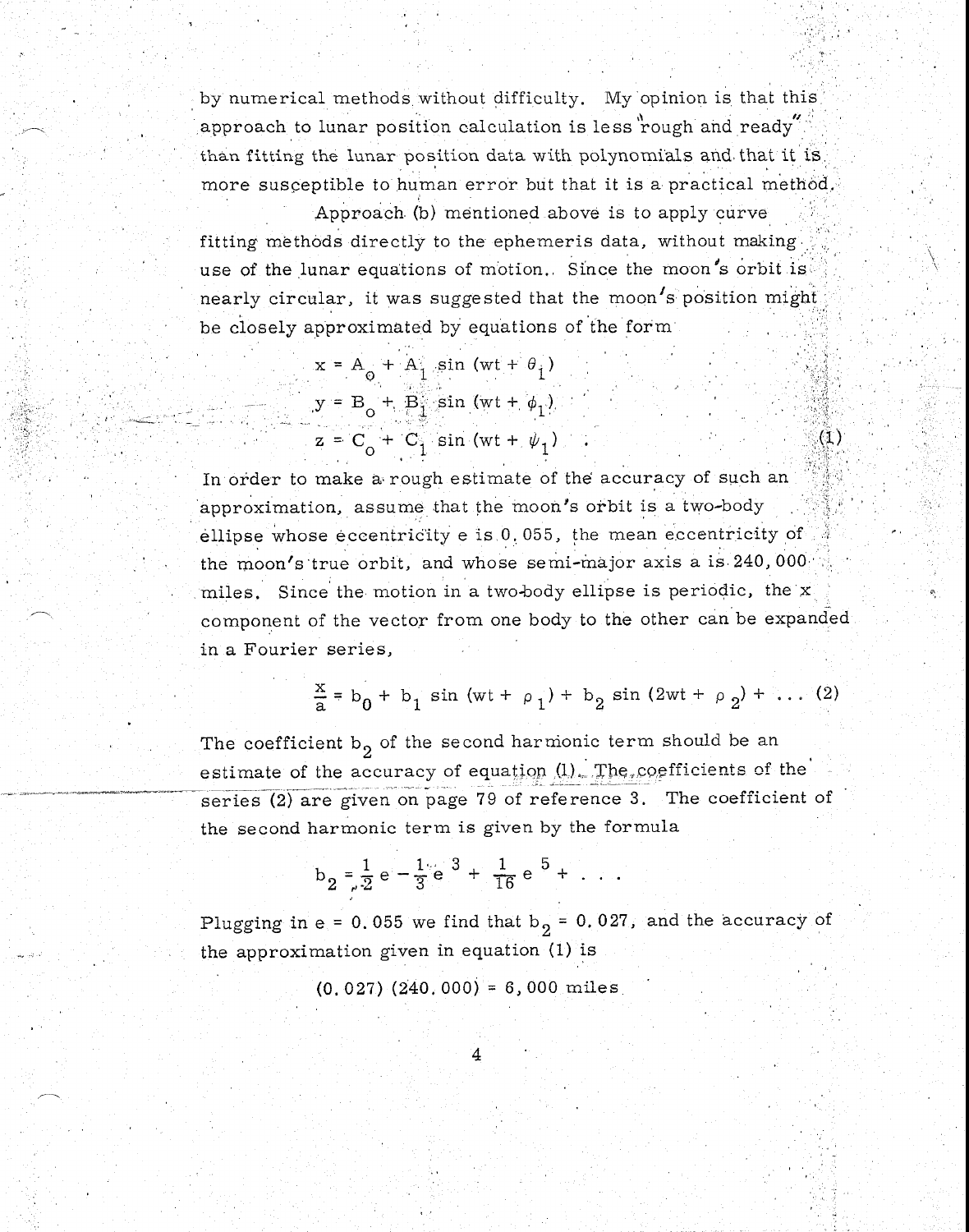by numerical methods without difficulty. My opinion is that this approach to lunar position calculation is less "rough and ready" than fitting the lunar position data with polynomials and that it is more susceptible to human error but that it is a practical method.

Approach (b) mentioned above is to apply curve fitting methods directly to the ephemeris data, without making use of the lunar equations of motion. Since the moon's orbit is nearly circular, it was suggested that the moon's position might be closely approximated by equations of the form

$$
\begin{aligned}
x &= A_o + A_1 \sin(wt + \theta_1) \\
y &= B_o + B_1 \sin(wt + \phi_1) \\
z &= C_o + C_1 \sin(wt + \psi_1)
\end{aligned}
\tag{1}
$$

In order to make a rough estimate of the accuracy of such an approximation, assume that the moon's orbit is a two-body ellipse whose eccentricity e is 0.055, the mean eccentricity of the moon's true orbit, and whose semi-major axis a is 240,000 miles. Since the motion in a two-body ellipse is periodic, the x component of the vector from one body to the other can be expanded in a Fourier series,

$$\frac{x}{a} = b_0 + b_1 \sin(wt + \rho_1) + b_2 \sin(2wt + \rho_2) + \ldots \tag{2}$$

The coefficient $b_2$ of the second harmonic term should be an estimate of the accuracy of equation (1). The coefficients of the series (2) are given on page 79 of reference 3. The coefficient of the second harmonic term is given by the formula

$$b_2 = \frac{1}{2} e - \frac{1}{3} e^3 + \frac{1}{16} e^5 + \ldots$$

Plugging in e = 0.055 we find that $b_2 = 0.027$, and the accuracy of the approximation given in equation (1) is

$$(0.027)(240,000) = 6,000 \text{ miles}$$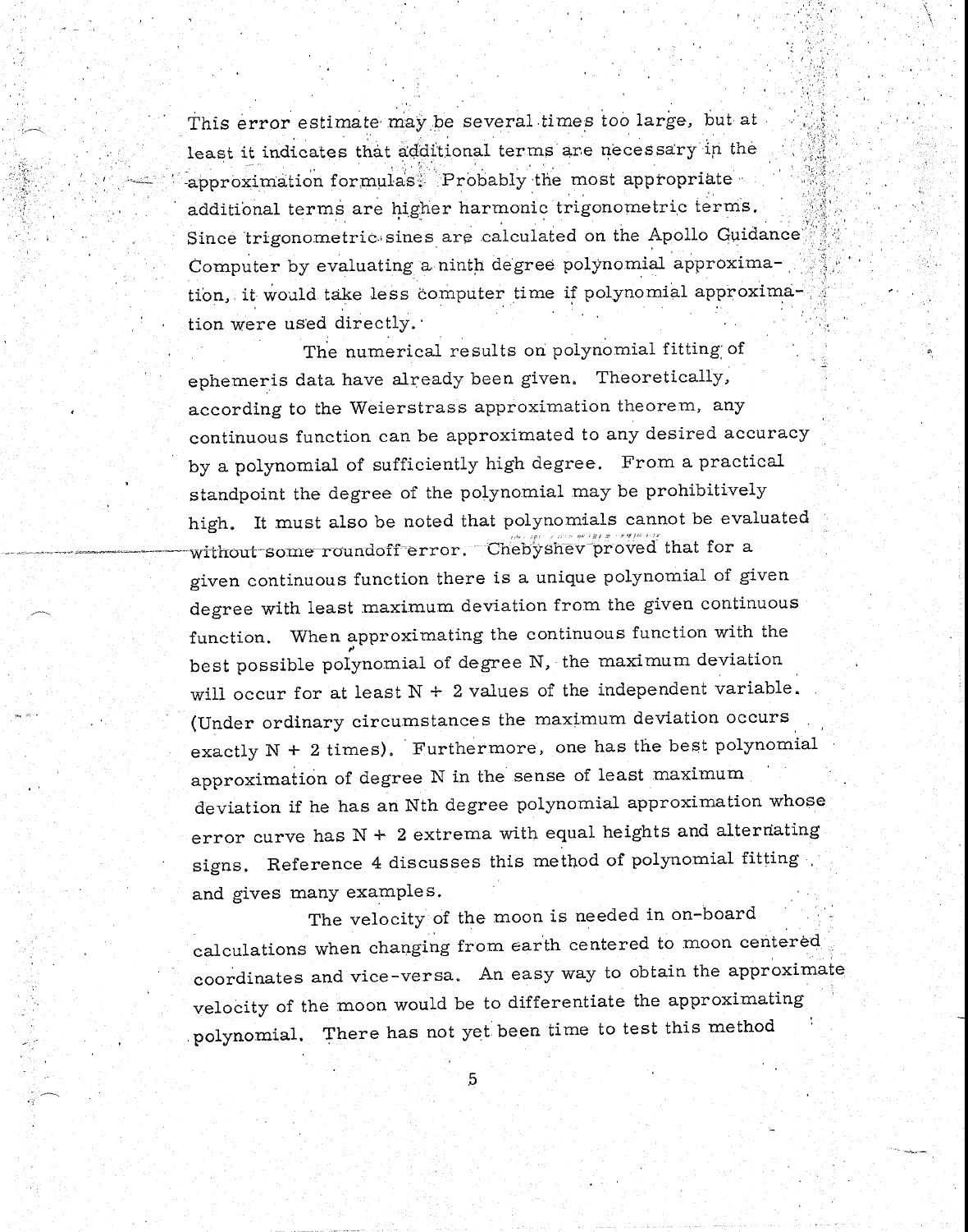This error estimate may be several times too large, but at least it indicates that additional terms are necessary in the approximation formulas. Probably the most appropriate additional terms are higher harmonic trigonometric terms. Since trigonometric sines are calculated on the Apollo Guidance Computer by evaluating a ninth degree polynomial approximation, it would take less computer time if polynomial approximation were used directly.

The numerical results on polynomial fitting of ephemeris data have already been given. Theoretically, according to the Weierstrass approximation theorem, any continuous function can be approximated to any desired accuracy by a polynomial of sufficiently high degree. From a practical standpoint the degree of the polynomial may be prohibitively high. It must also be noted that polynomials cannot be evaluated without some roundoff error. Chebyshev proved that for a given continuous function there is a unique polynomial of given degree with least maximum deviation from the given continuous function. When approximating the continuous function with the best possible polynomial of degree N, the maximum deviation will occur for at least $N + 2$ values of the independent variable. (Under ordinary circumstances the maximum deviation occurs exactly $N + 2$ times). Furthermore, one has the best polynomial approximation of degree N in the sense of least maximum deviation if he has an Nth degree polynomial approximation whose error curve has $N + 2$ extrema with equal heights and alternating signs. Reference 4 discusses this method of polynomial fitting and gives many examples.

The velocity of the moon is needed in on-board calculations when changing from earth centered to moon centered coordinates and vice-versa. An easy way to obtain the approximate velocity of the moon would be to differentiate the approximating polynomial. There has not yet been time to test this method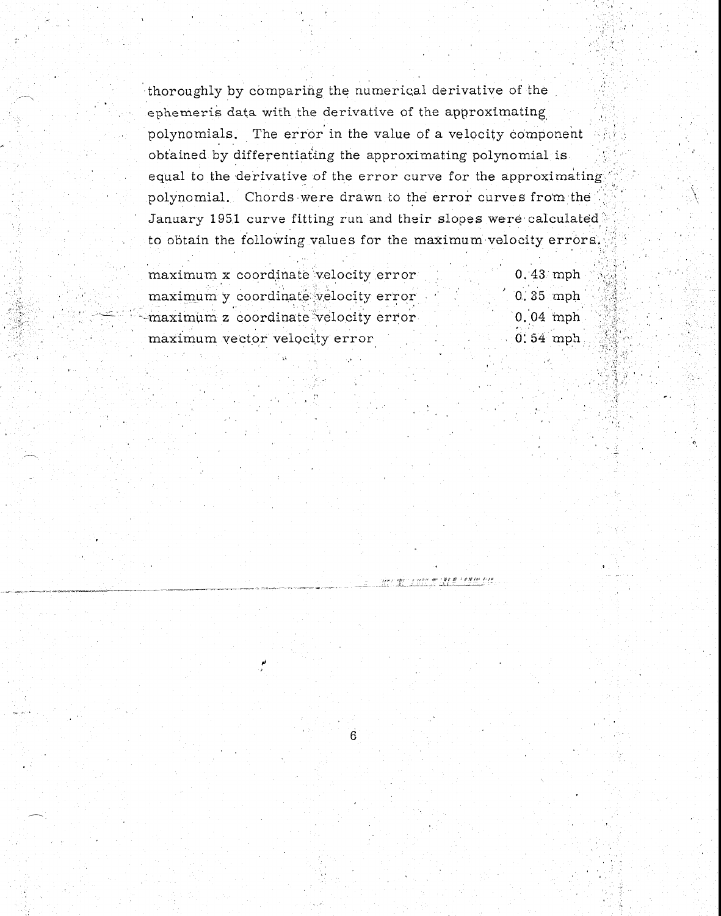thoroughly by comparing the numerical derivative of the ephemeris data with the derivative of the approximating polynomials. The error in the value of a velocity component obtained by differentiating the approximating polynomial is equal to the derivative of the error curve for the approximating polynomial. Chords were drawn to the error curves from the January 1951 curve fitting run and their slopes were calculated to obtain the following values for the maximum velocity errors.

| | |
|---|---|
| maximum x coordinate velocity error | 0.43 mph |
| maximum y coordinate velocity error | 0.35 mph |
| maximum z coordinate velocity error | 0.04 mph |
| maximum vector velocity error | 0.54 mph |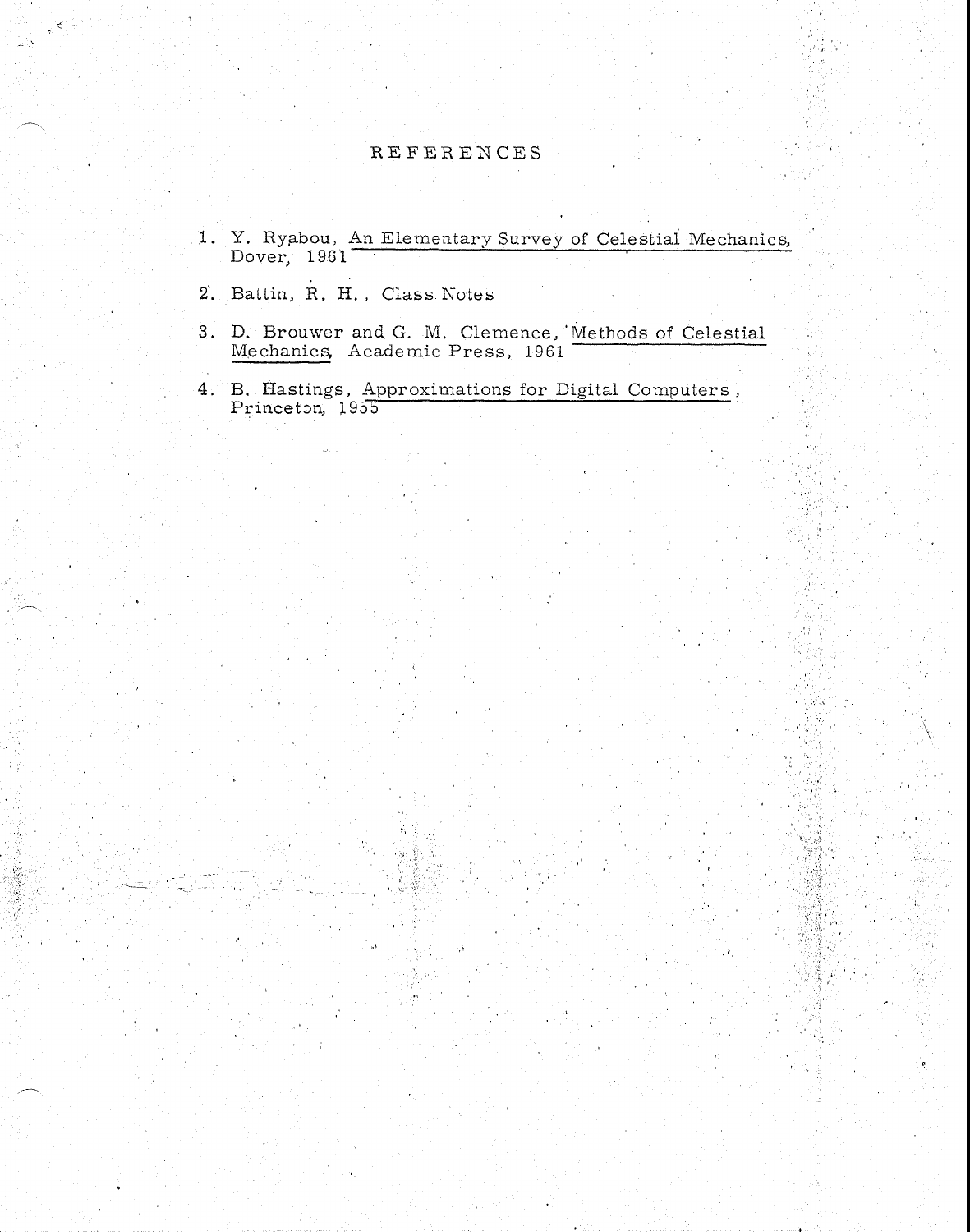# REFERENCES

1. Y. Ryabou, An Elementary Survey of Celestial Mechanics, Dover, 1961
2. Battin, R. H., Class Notes
3. D. Brouwer and G. M. Clemence, Methods of Celestial Mechanics, Academic Press, 1961
4. B. Hastings, Approximations for Digital Computers, Princeton, 1955